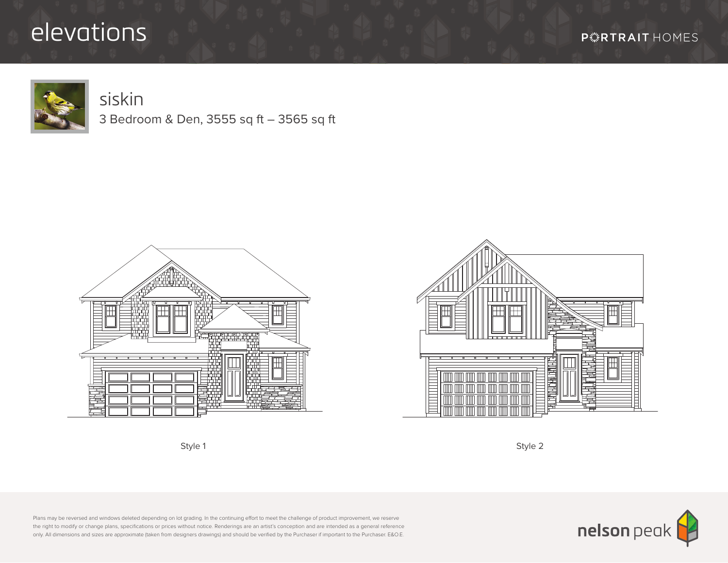# elevations

PORTRAIT HOMES

## siskin

3 Bedroom & Den, 3555 sq ft – 3565 sq ft

Style 1

Style 2

Plans may be reversed and windows deleted depending on lot grading. In the continuing effort to meet the challenge of product improvement, we reserve the right to modify or change plans, specifications or prices without notice. Renderings are an artist's conception and are intended as a general reference only. All dimensions and sizes are approximate (taken from designers drawings) and should be verified by the Purchaser if important to the Purchaser. E&O.E.

nelson peak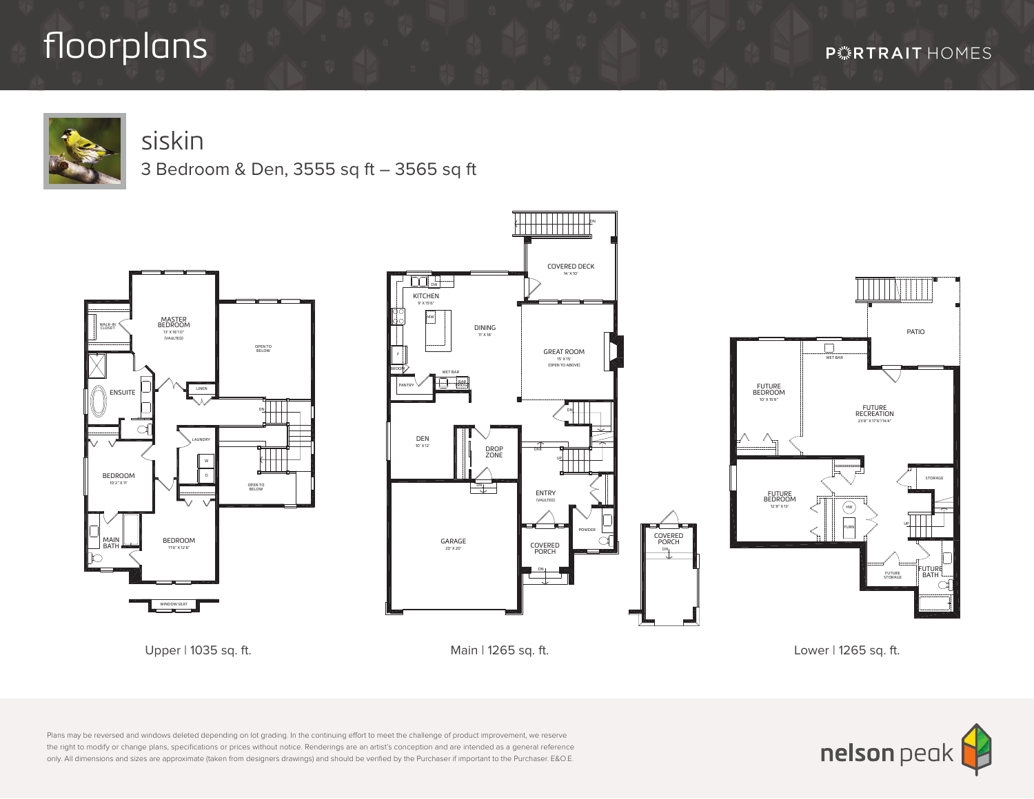# floorplans

PORTRAIT HOMES

## siskin

3 Bedroom & Den, 3555 sq ft – 3565 sq ft

MASTER BEDROOM
13' X 16'10"
(VAULTED)

WALK-IN CLOSET

ENSUITE

LINEN

OPEN TO BELOW

DN

LAUNDRY

W

D

BEDROOM
10'2" X 11'

OPEN TO BELOW

MAIN BATH

BEDROOM
11'6" X 12'6"

WINDOW SEAT

Upper | 1035 sq. ft.

DN

COVERED DECK
14' X 10'

DW

KITCHEN
9' X 15'6"

MW

DINING
11' X 18'

F

GREAT ROOM
15' X 15'
(OPEN TO ABOVE)

BROOM

WET BAR

PANTRY

BAR FRIDGE

DN

DEN
10' X 12'

DROP ZONE

DN

UP

DN

ENTRY
(VAULTED)

GARAGE
20' X 20'

POWDER

COVERED PORCH

DN

COVERED PORCH

DN

Main | 1265 sq. ft.

PATIO

WET BAR

FUTURE BEDROOM
10' X 15'8"

FUTURE RECREATION
23'8" X 17'6"/14'4"

STORAGE

FUTURE BEDROOM
12'8" X 13'

HW

FURN

UP

FUTURE STORAGE

FUTURE BATH

Lower | 1265 sq. ft.

Plans may be reversed and windows deleted depending on lot grading. In the continuing effort to meet the challenge of product improvement, we reserve the right to modify or change plans, specifications or prices without notice. Renderings are an artist's conception and are intended as a general reference only. All dimensions and sizes are approximate (taken from designers drawings) and should be verified by the Purchaser if important to the Purchaser. E&O.E.

nelson peak